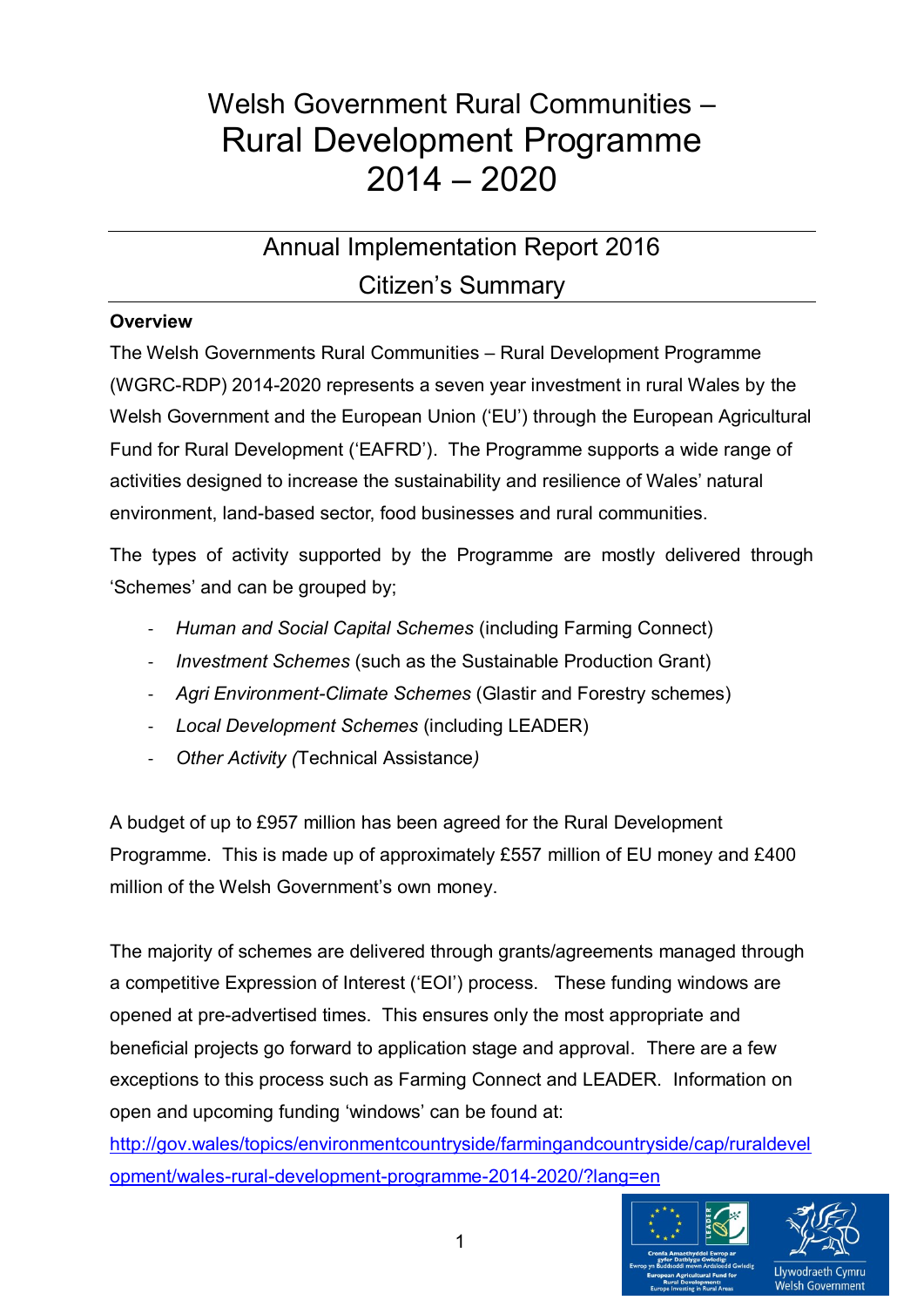# Welsh Government Rural Communities – Rural Development Programme 2014 – 2020

## Annual Implementation Report 2016
## Citizen's Summary

**Overview**

The Welsh Governments Rural Communities – Rural Development Programme (WGRC-RDP) 2014-2020 represents a seven year investment in rural Wales by the Welsh Government and the European Union ('EU') through the European Agricultural Fund for Rural Development ('EAFRD'). The Programme supports a wide range of activities designed to increase the sustainability and resilience of Wales' natural environment, land-based sector, food businesses and rural communities.

The types of activity supported by the Programme are mostly delivered through 'Schemes' and can be grouped by;

- *Human and Social Capital Schemes* (including Farming Connect)
- *Investment Schemes* (such as the Sustainable Production Grant)
- *Agri Environment-Climate Schemes* (Glastir and Forestry schemes)
- *Local Development Schemes* (including LEADER)
- *Other Activity (*Technical Assistance*)*

A budget of up to £957 million has been agreed for the Rural Development Programme. This is made up of approximately £557 million of EU money and £400 million of the Welsh Government's own money.

The majority of schemes are delivered through grants/agreements managed through a competitive Expression of Interest ('EOI') process. These funding windows are opened at pre-advertised times. This ensures only the most appropriate and beneficial projects go forward to application stage and approval. There are a few exceptions to this process such as Farming Connect and LEADER. Information on open and upcoming funding 'windows' can be found at:
http://gov.wales/topics/environmentcountryside/farmingandcountryside/cap/ruraldevelopment/wales-rural-development-programme-2014-2020/?lang=en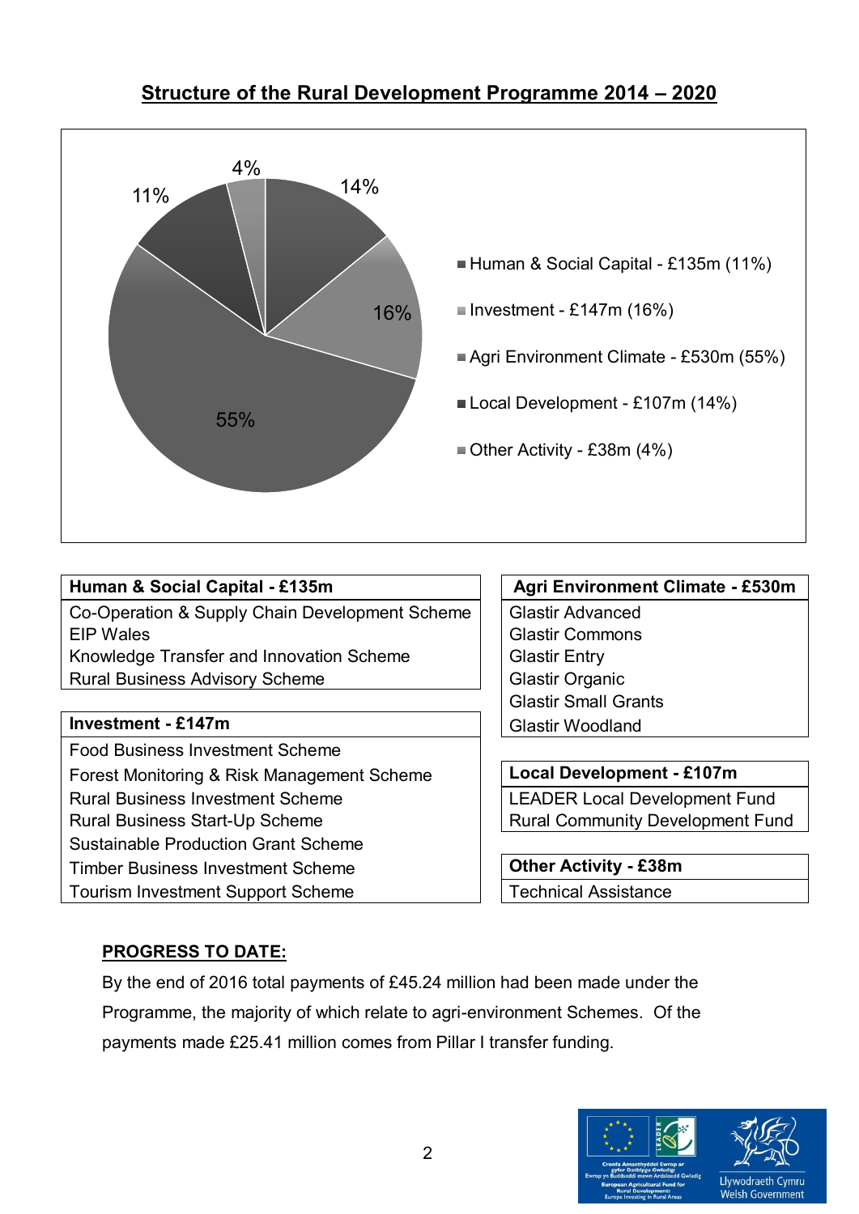## Structure of the Rural Development Programme 2014 – 2020

- Human & Social Capital - £135m (11%)
- Investment - £147m (16%)
- Agri Environment Climate - £530m (55%)
- Local Development - £107m (14%)
- Other Activity - £38m (4%)

| Human & Social Capital - £135m |
|---|
| Co-Operation & Supply Chain Development Scheme |
| EIP Wales |
| Knowledge Transfer and Innovation Scheme |
| Rural Business Advisory Scheme |

| Investment - £147m |
|---|
| Food Business Investment Scheme |
| Forest Monitoring & Risk Management Scheme |
| Rural Business Investment Scheme |
| Rural Business Start-Up Scheme |
| Sustainable Production Grant Scheme |
| Timber Business Investment Scheme |
| Tourism Investment Support Scheme |

| Agri Environment Climate - £530m |
|---|
| Glastir Advanced |
| Glastir Commons |
| Glastir Entry |
| Glastir Organic |
| Glastir Small Grants |
| Glastir Woodland |

| Local Development - £107m |
|---|
| LEADER Local Development Fund |
| Rural Community Development Fund |

| Other Activity - £38m |
|---|
| Technical Assistance |

**PROGRESS TO DATE:**

By the end of 2016 total payments of £45.24 million had been made under the Programme, the majority of which relate to agri-environment Schemes. Of the payments made £25.41 million comes from Pillar I transfer funding.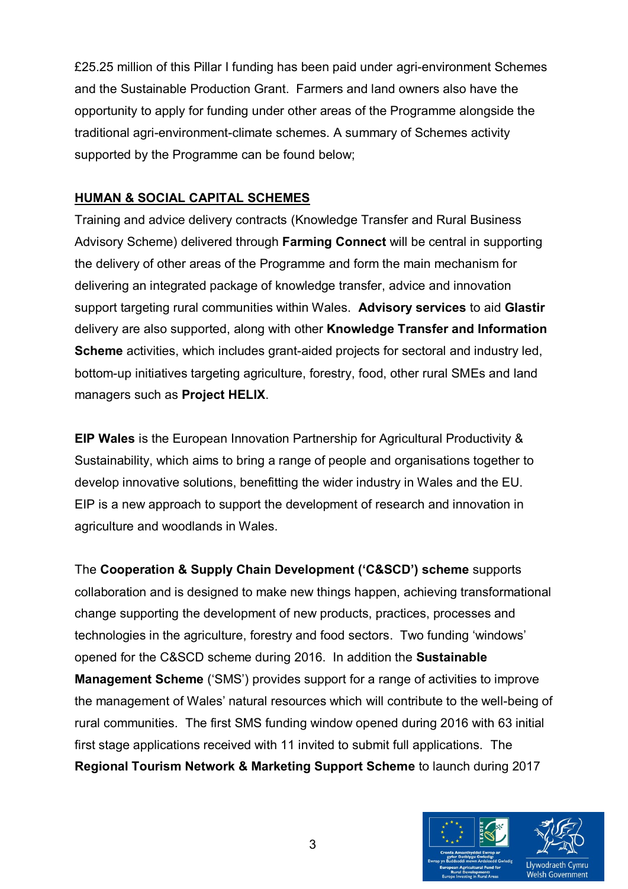£25.25 million of this Pillar I funding has been paid under agri-environment Schemes and the Sustainable Production Grant. Farmers and land owners also have the opportunity to apply for funding under other areas of the Programme alongside the traditional agri-environment-climate schemes. A summary of Schemes activity supported by the Programme can be found below;

**HUMAN & SOCIAL CAPITAL SCHEMES**

Training and advice delivery contracts (Knowledge Transfer and Rural Business Advisory Scheme) delivered through **Farming Connect** will be central in supporting the delivery of other areas of the Programme and form the main mechanism for delivering an integrated package of knowledge transfer, advice and innovation support targeting rural communities within Wales. **Advisory services** to aid **Glastir** delivery are also supported, along with other **Knowledge Transfer and Information Scheme** activities, which includes grant-aided projects for sectoral and industry led, bottom-up initiatives targeting agriculture, forestry, food, other rural SMEs and land managers such as **Project HELIX**.

**EIP Wales** is the European Innovation Partnership for Agricultural Productivity & Sustainability, which aims to bring a range of people and organisations together to develop innovative solutions, benefitting the wider industry in Wales and the EU. EIP is a new approach to support the development of research and innovation in agriculture and woodlands in Wales.

The **Cooperation & Supply Chain Development ('C&SCD') scheme** supports collaboration and is designed to make new things happen, achieving transformational change supporting the development of new products, practices, processes and technologies in the agriculture, forestry and food sectors. Two funding 'windows' opened for the C&SCD scheme during 2016. In addition the **Sustainable Management Scheme** ('SMS') provides support for a range of activities to improve the management of Wales' natural resources which will contribute to the well-being of rural communities. The first SMS funding window opened during 2016 with 63 initial first stage applications received with 11 invited to submit full applications. The **Regional Tourism Network & Marketing Support Scheme** to launch during 2017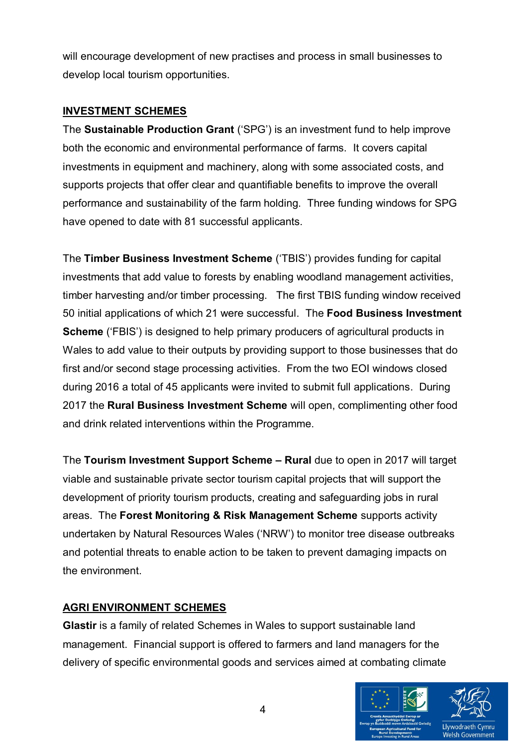will encourage development of new practises and process in small businesses to develop local tourism opportunities.

## INVESTMENT SCHEMES

The **Sustainable Production Grant** ('SPG') is an investment fund to help improve both the economic and environmental performance of farms. It covers capital investments in equipment and machinery, along with some associated costs, and supports projects that offer clear and quantifiable benefits to improve the overall performance and sustainability of the farm holding. Three funding windows for SPG have opened to date with 81 successful applicants.

The **Timber Business Investment Scheme** ('TBIS') provides funding for capital investments that add value to forests by enabling woodland management activities, timber harvesting and/or timber processing. The first TBIS funding window received 50 initial applications of which 21 were successful. The **Food Business Investment Scheme** ('FBIS') is designed to help primary producers of agricultural products in Wales to add value to their outputs by providing support to those businesses that do first and/or second stage processing activities. From the two EOI windows closed during 2016 a total of 45 applicants were invited to submit full applications. During 2017 the **Rural Business Investment Scheme** will open, complimenting other food and drink related interventions within the Programme.

The **Tourism Investment Support Scheme – Rural** due to open in 2017 will target viable and sustainable private sector tourism capital projects that will support the development of priority tourism products, creating and safeguarding jobs in rural areas. The **Forest Monitoring & Risk Management Scheme** supports activity undertaken by Natural Resources Wales ('NRW') to monitor tree disease outbreaks and potential threats to enable action to be taken to prevent damaging impacts on the environment.

## AGRI ENVIRONMENT SCHEMES

**Glastir** is a family of related Schemes in Wales to support sustainable land management. Financial support is offered to farmers and land managers for the delivery of specific environmental goods and services aimed at combating climate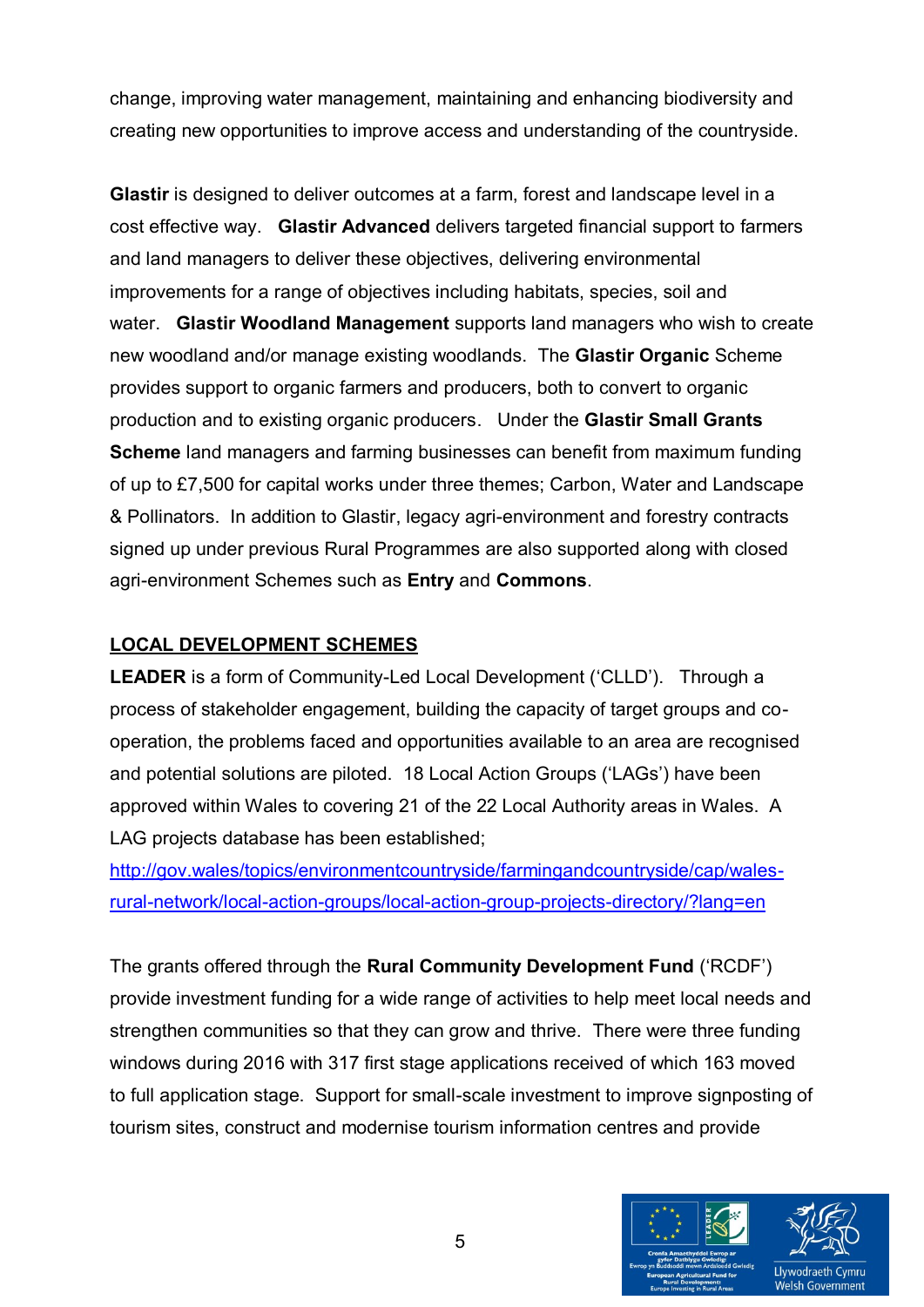change, improving water management, maintaining and enhancing biodiversity and creating new opportunities to improve access and understanding of the countryside.

**Glastir** is designed to deliver outcomes at a farm, forest and landscape level in a cost effective way. **Glastir Advanced** delivers targeted financial support to farmers and land managers to deliver these objectives, delivering environmental improvements for a range of objectives including habitats, species, soil and water. **Glastir Woodland Management** supports land managers who wish to create new woodland and/or manage existing woodlands. The **Glastir Organic** Scheme provides support to organic farmers and producers, both to convert to organic production and to existing organic producers. Under the **Glastir Small Grants Scheme** land managers and farming businesses can benefit from maximum funding of up to £7,500 for capital works under three themes; Carbon, Water and Landscape & Pollinators. In addition to Glastir, legacy agri-environment and forestry contracts signed up under previous Rural Programmes are also supported along with closed agri-environment Schemes such as **Entry** and **Commons**.

## LOCAL DEVELOPMENT SCHEMES

**LEADER** is a form of Community-Led Local Development ('CLLD'). Through a process of stakeholder engagement, building the capacity of target groups and co-operation, the problems faced and opportunities available to an area are recognised and potential solutions are piloted. 18 Local Action Groups ('LAGs') have been approved within Wales to covering 21 of the 22 Local Authority areas in Wales. A LAG projects database has been established;

http://gov.wales/topics/environmentcountryside/farmingandcountryside/cap/wales-rural-network/local-action-groups/local-action-group-projects-directory/?lang=en

The grants offered through the **Rural Community Development Fund** ('RCDF') provide investment funding for a wide range of activities to help meet local needs and strengthen communities so that they can grow and thrive. There were three funding windows during 2016 with 317 first stage applications received of which 163 moved to full application stage. Support for small-scale investment to improve signposting of tourism sites, construct and modernise tourism information centres and provide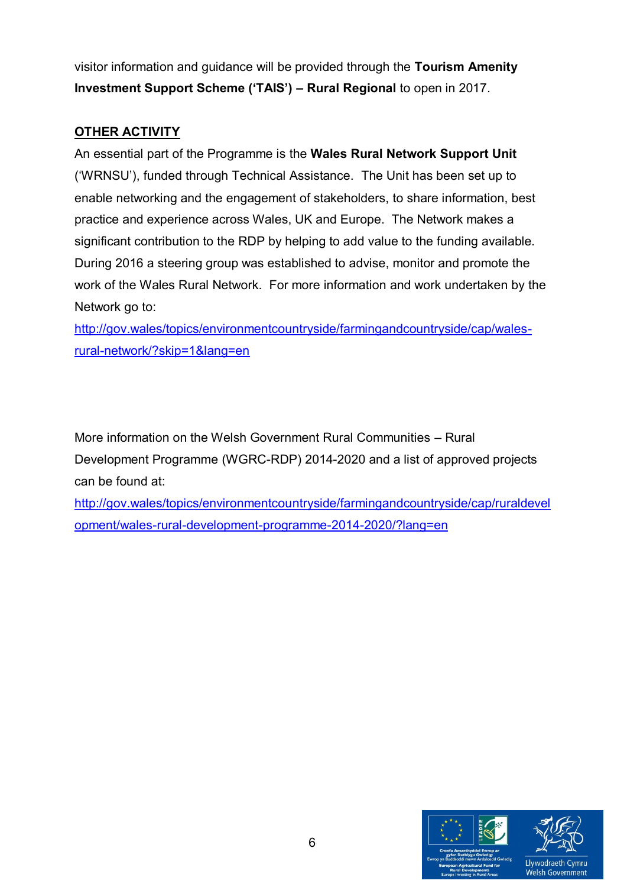visitor information and guidance will be provided through the **Tourism Amenity Investment Support Scheme ('TAIS') – Rural Regional** to open in 2017.

## OTHER ACTIVITY

An essential part of the Programme is the **Wales Rural Network Support Unit** ('WRNSU'), funded through Technical Assistance. The Unit has been set up to enable networking and the engagement of stakeholders, to share information, best practice and experience across Wales, UK and Europe. The Network makes a significant contribution to the RDP by helping to add value to the funding available. During 2016 a steering group was established to advise, monitor and promote the work of the Wales Rural Network. For more information and work undertaken by the Network go to:
http://gov.wales/topics/environmentcountryside/farmingandcountryside/cap/wales-rural-network/?skip=1&lang=en

More information on the Welsh Government Rural Communities – Rural Development Programme (WGRC-RDP) 2014-2020 and a list of approved projects can be found at:
http://gov.wales/topics/environmentcountryside/farmingandcountryside/cap/ruraldevelopment/wales-rural-development-programme-2014-2020/?lang=en